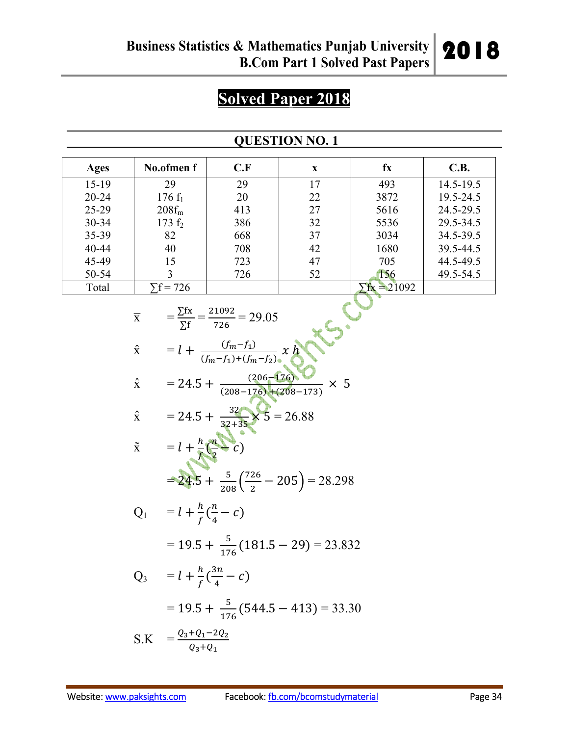# Solved Paper 2018

## QUESTION NO. 1

| Ages | No.ofmen f | C.F | x | fx | C.B. |
|---|---|---|---|---|---|
| 15-19 | 29 | 29 | 17 | 493 | 14.5-19.5 |
| 20-24 | 176 $f_1$ | 20 | 22 | 3872 | 19.5-24.5 |
| 25-29 | 208$f_m$ | 413 | 27 | 5616 | 24.5-29.5 |
| 30-34 | 173 $f_2$ | 386 | 32 | 5536 | 29.5-34.5 |
| 35-39 | 82 | 668 | 37 | 3034 | 34.5-39.5 |
| 40-44 | 40 | 708 | 42 | 1680 | 39.5-44.5 |
| 45-49 | 15 | 723 | 47 | 705 | 44.5-49.5 |
| 50-54 | 3 | 726 | 52 | 156 | 49.5-54.5 |
| Total | $\sum f = 726$ | | | $\sum fx = 21092$ | |

$$\bar{x} = \frac{\sum fx}{\sum f} = \frac{21092}{726} = 29.05$$

$$\hat{x} = l + \frac{(f_m - f_1)}{(f_m - f_1) + (f_m - f_2)} \; x \; h$$

$$\hat{x} = 24.5 + \frac{(206 - 176)}{(208 - 176) + (208 - 173)} \times 5$$

$$\hat{x} = 24.5 + \frac{32}{32 + 35} \times 5 = 26.88$$

$$\tilde{x} = l + \frac{h}{f}\left(\frac{n}{2} - c\right)$$

$$= 24.5 + \frac{5}{208}\left(\frac{726}{2} - 205\right) = 28.298$$

$$Q_1 = l + \frac{h}{f}\left(\frac{n}{4} - c\right)$$

$$= 19.5 + \frac{5}{176}(181.5 - 29) = 23.832$$

$$Q_3 = l + \frac{h}{f}\left(\frac{3n}{4} - c\right)$$

$$= 19.5 + \frac{5}{176}(544.5 - 413) = 33.30$$

$$S.K = \frac{Q_3 + Q_1 - 2Q_2}{Q_3 + Q_1}$$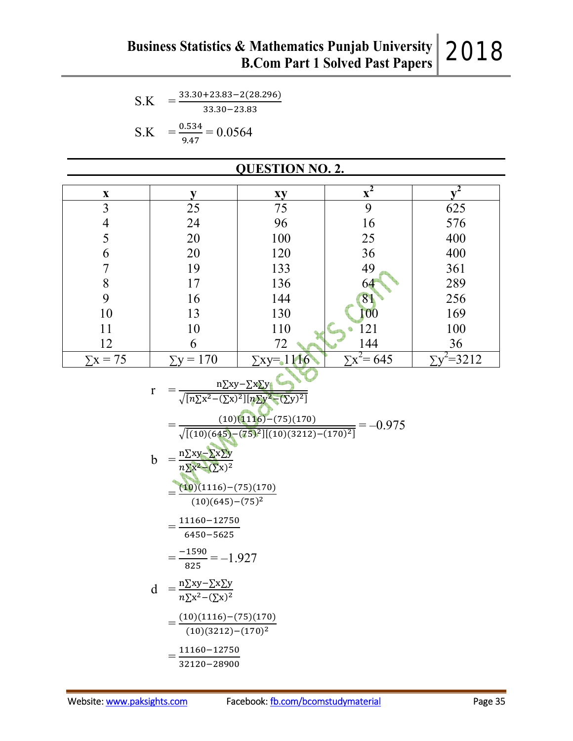$$S.K = \frac{33.30+23.83-2(28.296)}{33.30-23.83}$$

$$S.K = \frac{0.534}{9.47} = 0.0564$$

## QUESTION NO. 2.

| x | y | xy | $x^2$ | $y^2$ |
|---|---|---|---|---|
| 3 | 25 | 75 | 9 | 625 |
| 4 | 24 | 96 | 16 | 576 |
| 5 | 20 | 100 | 25 | 400 |
| 6 | 20 | 120 | 36 | 400 |
| 7 | 19 | 133 | 49 | 361 |
| 8 | 17 | 136 | 64 | 289 |
| 9 | 16 | 144 | 81 | 256 |
| 10 | 13 | 130 | 100 | 169 |
| 11 | 10 | 110 | 121 | 100 |
| 12 | 6 | 72 | 144 | 36 |
| $\sum x = 75$ | $\sum y = 170$ | $\sum xy = 1116$ | $\sum x^2 = 645$ | $\sum y^2 = 3212$ |

$$r = \frac{n\sum xy - \sum x \sum y}{\sqrt{[n\sum x^2 - (\sum x)^2][n\sum y^2 - (\sum y)^2]}}$$

$$= \frac{(10)(1116)-(75)(170)}{\sqrt{[(10)(645)-(75)^2][(10)(3212)-(170)^2]}} = -0.975$$

$$b = \frac{n\sum xy - \sum x \sum y}{n\sum x^2 - (\sum x)^2}$$

$$= \frac{(10)(1116)-(75)(170)}{(10)(645)-(75)^2}$$

$$= \frac{11160-12750}{6450-5625}$$

$$= \frac{-1590}{825} = -1.927$$

$$d = \frac{n\sum xy - \sum x \sum y}{n\sum x^2 - (\sum x)^2}$$

$$= \frac{(10)(1116)-(75)(170)}{(10)(3212)-(170)^2}$$

$$= \frac{11160-12750}{32120-28900}$$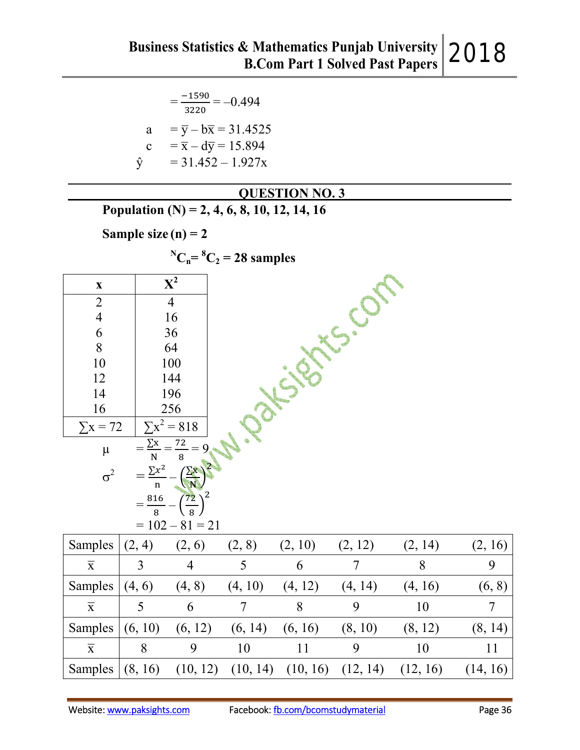$= \frac{-1590}{3220} = -0.494$

$a \quad = \bar{y} - b\bar{x} = 31.4525$

$c \quad = \bar{x} - d\bar{y} = 15.894$

$\hat{y} \quad = 31.452 - 1.927x$

## QUESTION NO. 3

**Population (N) = 2, 4, 6, 8, 10, 12, 14, 16**

**Sample size (n) = 2**

$$^{N}C_n = {}^{8}C_2 = 28 \text{ samples}$$

| x | $X^2$ |
|---|---|
| 2 | 4 |
| 4 | 16 |
| 6 | 36 |
| 8 | 64 |
| 10 | 100 |
| 12 | 144 |
| 14 | 196 |
| 16 | 256 |
| $\sum x = 72$ | $\sum x^2 = 818$ |

$\mu \quad = \frac{\sum x}{N} = \frac{72}{8} = 9$

$\sigma^2 \quad = \frac{\sum x^2}{n} - \left(\frac{\sum x}{N}\right)^2$

$= \frac{816}{8} - \left(\frac{72}{8}\right)^2$

$= 102 - 81 = 21$

| Samples | (2, 4) | (2, 6) | (2, 8) | (2, 10) | (2, 12) | (2, 14) | (2, 16) |
|---|---|---|---|---|---|---|---|
| $\bar{x}$ | 3 | 4 | 5 | 6 | 7 | 8 | 9 |
| Samples | (4, 6) | (4, 8) | (4, 10) | (4, 12) | (4, 14) | (4, 16) | (6, 8) |
| $\bar{x}$ | 5 | 6 | 7 | 8 | 9 | 10 | 7 |
| Samples | (6, 10) | (6, 12) | (6, 14) | (6, 16) | (8, 10) | (8, 12) | (8, 14) |
| $\bar{x}$ | 8 | 9 | 10 | 11 | 9 | 10 | 11 |
| Samples | (8, 16) | (10, 12) | (10, 14) | (10, 16) | (12, 14) | (12, 16) | (14, 16) |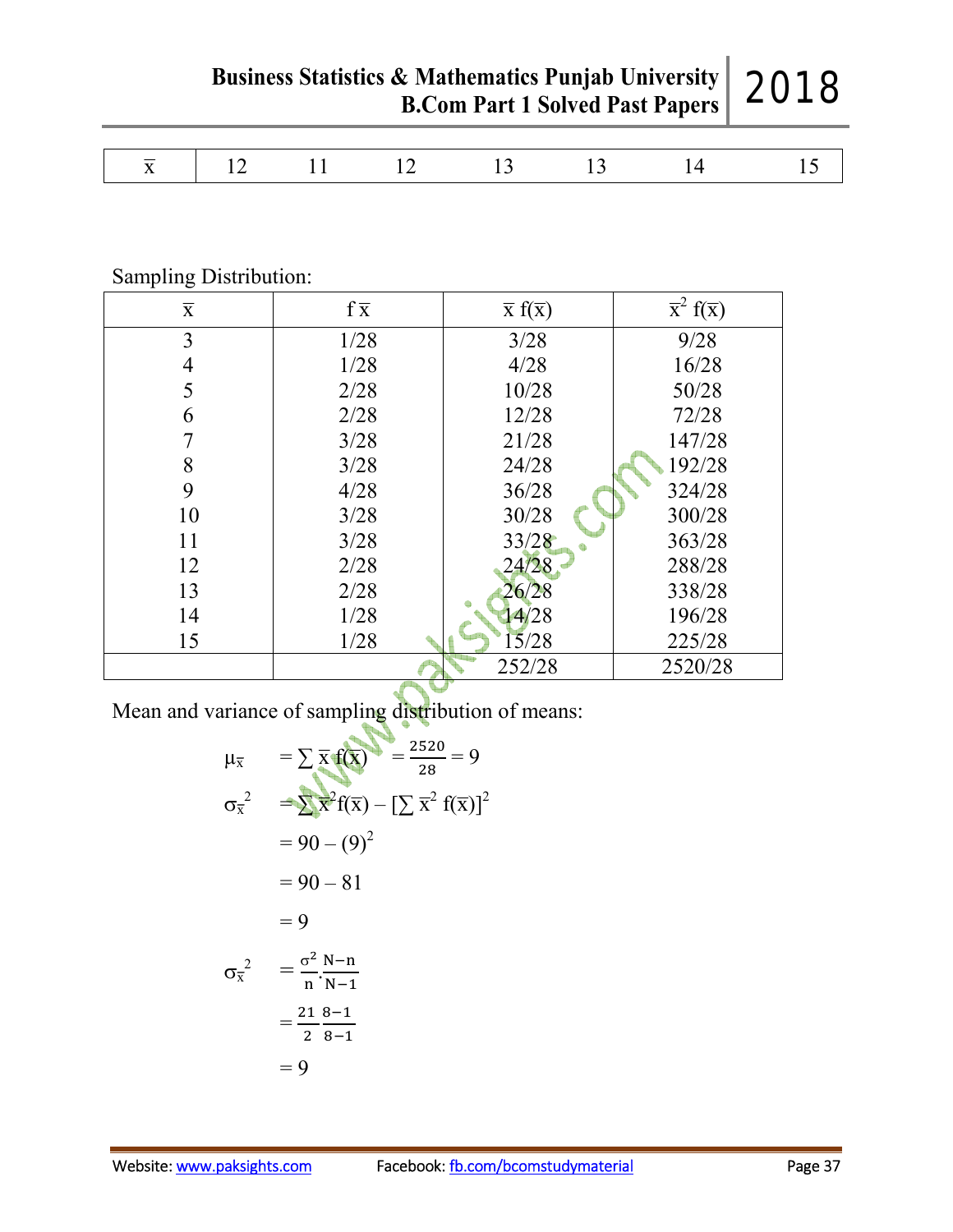| $\bar{x}$ | 12 | 11 | 12 | 13 | 13 | 14 | 15 |
|---|---|---|---|---|---|---|---|

Sampling Distribution:

| $\bar{x}$ | f $\bar{x}$ | $\bar{x}$ f($\bar{x}$) | $\bar{x}^2$ f($\bar{x}$) |
|---|---|---|---|
| 3 | 1/28 | 3/28 | 9/28 |
| 4 | 1/28 | 4/28 | 16/28 |
| 5 | 2/28 | 10/28 | 50/28 |
| 6 | 2/28 | 12/28 | 72/28 |
| 7 | 3/28 | 21/28 | 147/28 |
| 8 | 3/28 | 24/28 | 192/28 |
| 9 | 4/28 | 36/28 | 324/28 |
| 10 | 3/28 | 30/28 | 300/28 |
| 11 | 3/28 | 33/28 | 363/28 |
| 12 | 2/28 | 24/28 | 288/28 |
| 13 | 2/28 | 26/28 | 338/28 |
| 14 | 1/28 | 14/28 | 196/28 |
| 15 | 1/28 | 15/28 | 225/28 |
| | | 252/28 | 2520/28 |

Mean and variance of sampling distribution of means:

$$\mu_{\bar{x}} = \sum \bar{x}\, f(\bar{x}) = \frac{2520}{28} = 9$$

$$\sigma_{\bar{x}}^2 = \sum \bar{x}^2 f(\bar{x}) - [\sum \bar{x}^2\, f(\bar{x})]^2$$

$$= 90 - (9)^2$$

$$= 90 - 81$$

$$= 9$$

$$\sigma_{\bar{x}}^2 = \frac{\sigma^2}{n} \cdot \frac{N-n}{N-1}$$

$$= \frac{21}{2} \frac{8-1}{8-1}$$

$$= 9$$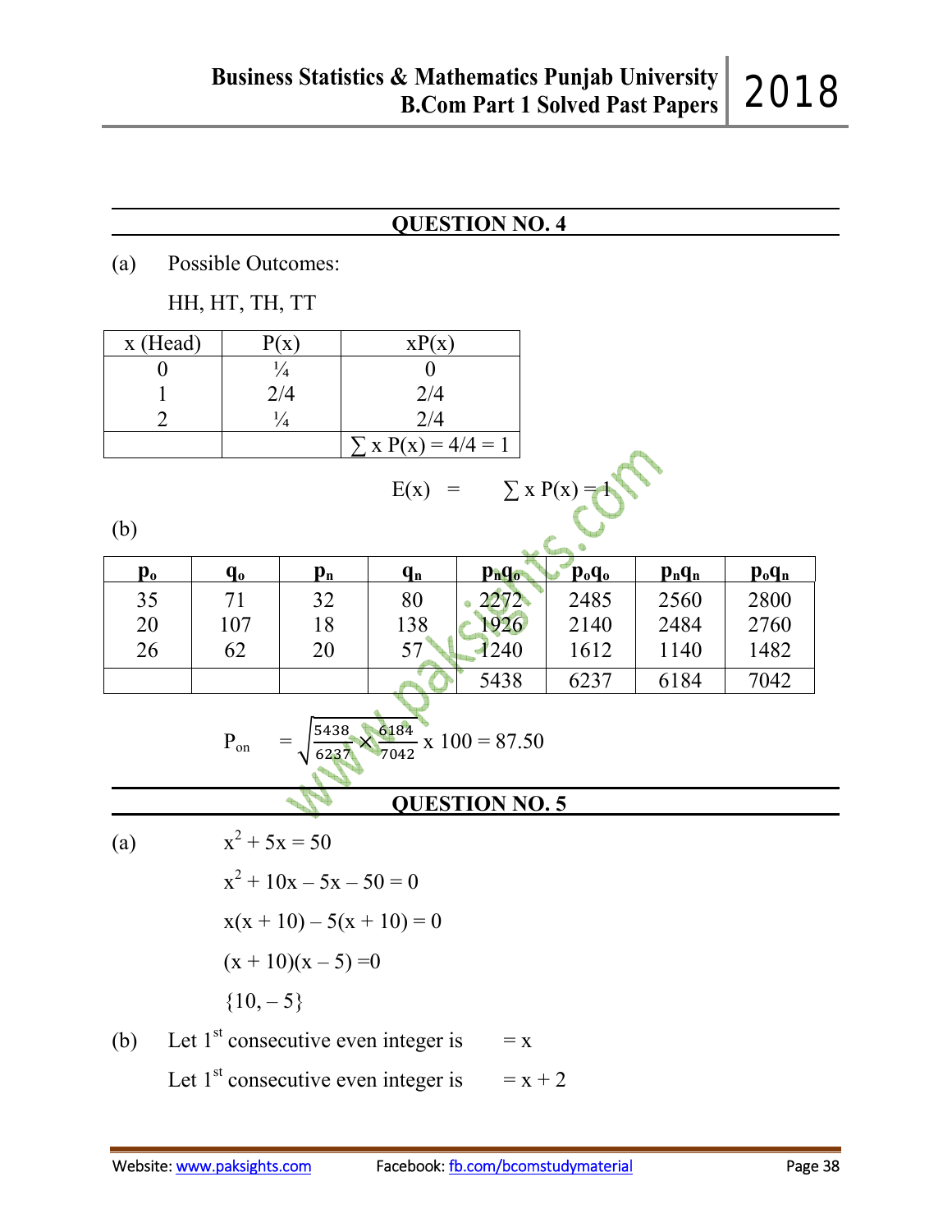## QUESTION NO. 4

(a) Possible Outcomes:

HH, HT, TH, TT

| x (Head) | P(x) | xP(x) |
|---|---|---|
| 0 | ¼ | 0 |
| 1 | 2/4 | 2/4 |
| 2 | ¼ | 2/4 |
| | | $\sum x P(x) = 4/4 = 1$ |

$$E(x) = \sum x P(x) = 1$$

(b)

| $p_o$ | $q_o$ | $p_n$ | $q_n$ | $p_n q_o$ | $p_o q_o$ | $p_n q_n$ | $p_o q_n$ |
|---|---|---|---|---|---|---|---|
| 35 | 71 | 32 | 80 | 2272 | 2485 | 2560 | 2800 |
| 20 | 107 | 18 | 138 | 1926 | 2140 | 2484 | 2760 |
| 26 | 62 | 20 | 57 | 1240 | 1612 | 1140 | 1482 |
| | | | | 5438 | 6237 | 6184 | 7042 |

$$P_{on} = \sqrt{\frac{5438}{6237} \times \frac{6184}{7042}} \text{ x } 100 = 87.50$$

## QUESTION NO. 5

(a) $x^2 + 5x = 50$

$x^2 + 10x - 5x - 50 = 0$

$x(x + 10) - 5(x + 10) = 0$

$(x + 10)(x - 5) = 0$

$\{10, -5\}$

(b) Let 1st consecutive even integer is $= x$

Let 1st consecutive even integer is $= x + 2$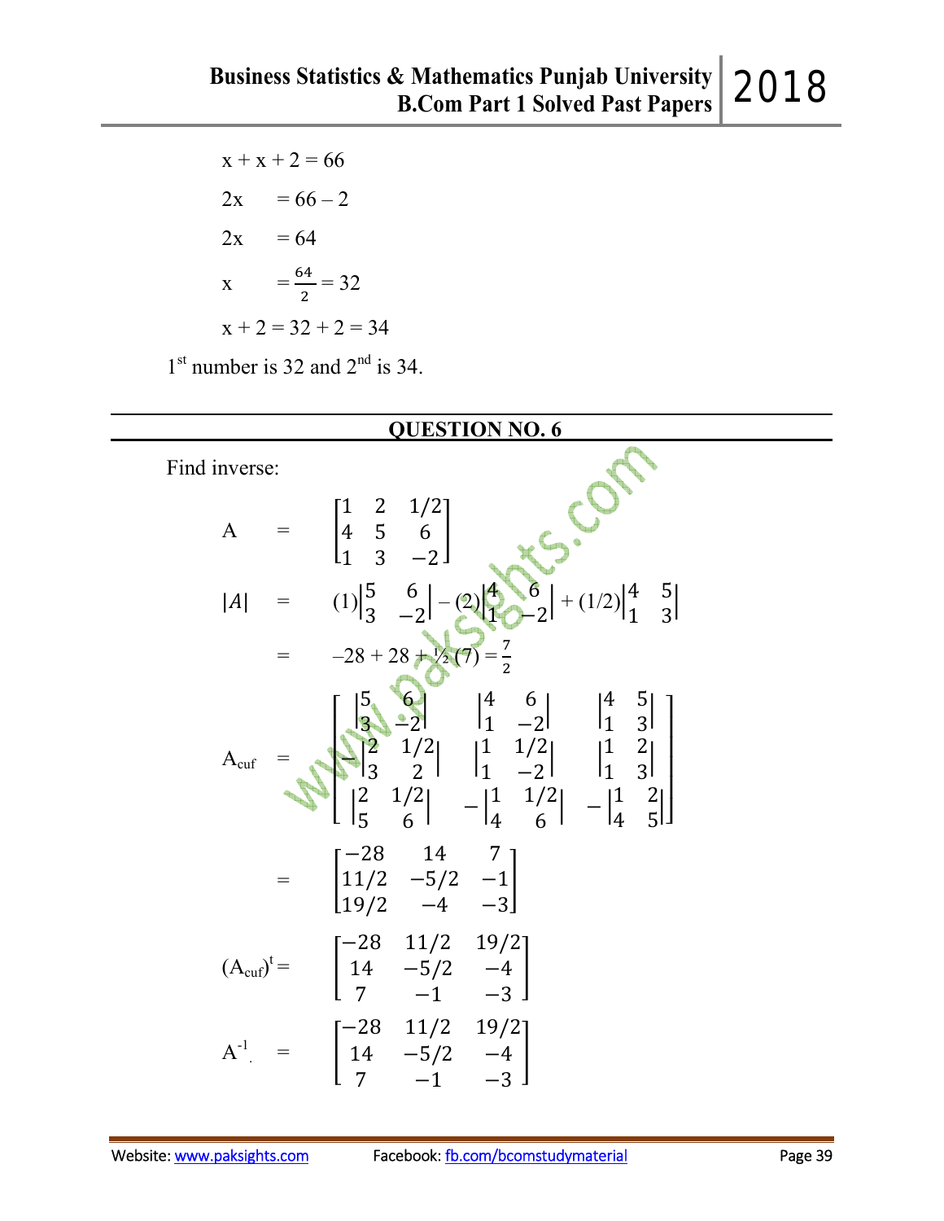$$x + x + 2 = 66$$

$$2x = 66 - 2$$

$$2x = 64$$

$$x = \frac{64}{2} = 32$$

$$x + 2 = 32 + 2 = 34$$

1st number is 32 and 2nd is 34.

---

## QUESTION NO. 6

Find inverse:

$$A = \begin{bmatrix} 1 & 2 & 1/2 \\ 4 & 5 & 6 \\ 1 & 3 & -2 \end{bmatrix}$$

$$|A| = (1)\begin{vmatrix} 5 & 6 \\ 3 & -2 \end{vmatrix} - (2)\begin{vmatrix} 4 & 6 \\ 1 & -2 \end{vmatrix} + (1/2)\begin{vmatrix} 4 & 5 \\ 1 & 3 \end{vmatrix}$$

$$= -28 + 28 + ½(7) = \frac{7}{2}$$

$$A_{cuf} = \begin{bmatrix} \begin{vmatrix} 5 & 6 \\ 3 & -2 \end{vmatrix} & \begin{vmatrix} 4 & 6 \\ 1 & -2 \end{vmatrix} & \begin{vmatrix} 4 & 5 \\ 1 & 3 \end{vmatrix} \\ -\begin{vmatrix} 2 & 1/2 \\ 3 & 2 \end{vmatrix} & \begin{vmatrix} 1 & 1/2 \\ 1 & -2 \end{vmatrix} & \begin{vmatrix} 1 & 2 \\ 1 & 3 \end{vmatrix} \\ \begin{vmatrix} 2 & 1/2 \\ 5 & 6 \end{vmatrix} & -\begin{vmatrix} 1 & 1/2 \\ 4 & 6 \end{vmatrix} & -\begin{vmatrix} 1 & 2 \\ 4 & 5 \end{vmatrix} \end{bmatrix}$$

$$= \begin{bmatrix} -28 & 14 & 7 \\ 11/2 & -5/2 & -1 \\ 19/2 & -4 & -3 \end{bmatrix}$$

$$(A_{cuf})^t = \begin{bmatrix} -28 & 11/2 & 19/2 \\ 14 & -5/2 & -4 \\ 7 & -1 & -3 \end{bmatrix}$$

$$A^{-1} = \begin{bmatrix} -28 & 11/2 & 19/2 \\ 14 & -5/2 & -4 \\ 7 & -1 & -3 \end{bmatrix}$$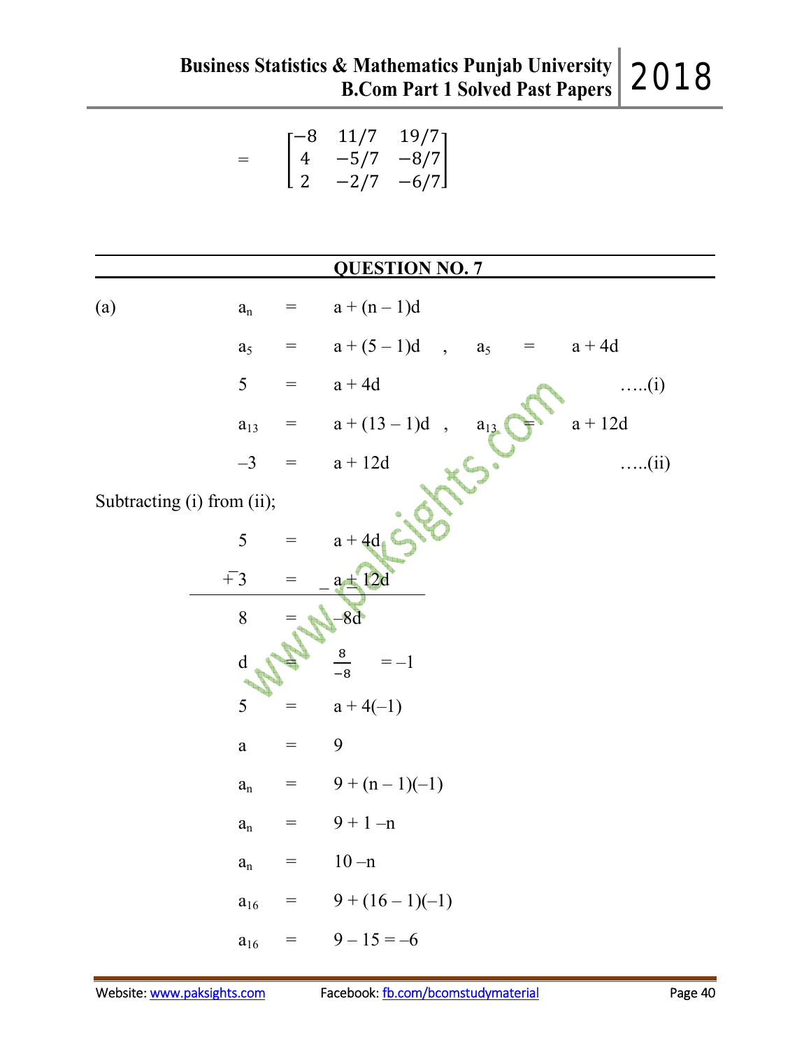$$= \begin{bmatrix} -8 & 11/7 & 19/7 \\ 4 & -5/7 & -8/7 \\ 2 & -2/7 & -6/7 \end{bmatrix}$$

---

## QUESTION NO. 7

---

(a)

$$a_n = a + (n - 1)d$$

$$a_5 = a + (5 - 1)d \quad , \quad a_5 = a + 4d$$

$$5 = a + 4d \quad \ldots..(i)$$

$$a_{13} = a + (13 - 1)d \quad , \quad a_{13} = a + 12d$$

$$-3 = a + 12d \quad \ldots..(ii)$$

Subtracting (i) from (ii);

$$5 = a + 4d$$

$$\underline{\mp 3 = \underline{\;}\, a \pm 12d}$$

$$8 = -8d$$

$$d = \frac{8}{-8} = -1$$

$$5 = a + 4(-1)$$

$$a = 9$$

$$a_n = 9 + (n - 1)(-1)$$

$$a_n = 9 + 1 - n$$

$$a_n = 10 - n$$

$$a_{16} = 9 + (16 - 1)(-1)$$

$$a_{16} = 9 - 15 = -6$$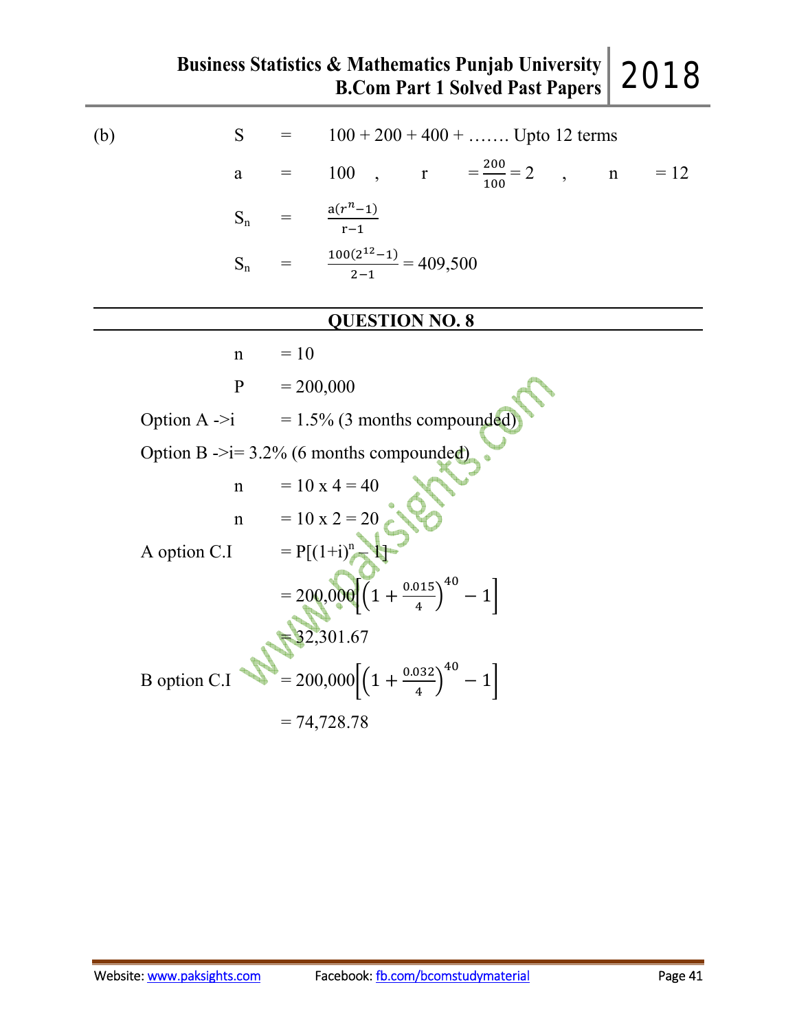(b) S = 100 + 200 + 400 + ……. Upto 12 terms

a = 100 , r $= \frac{200}{100} = 2$ , n = 12

$$S_n = \frac{a(r^n - 1)}{r - 1}$$

$$S_n = \frac{100(2^{12} - 1)}{2 - 1} = 409,500$$

---

## QUESTION NO. 8

---

n = 10

P = 200,000

Option A ->i = 1.5% (3 months compounded)

Option B ->i= 3.2% (6 months compounded)

n = 10 x 4 = 40

n = 10 x 2 = 20

A option C.I $= P[(1+i)^n - 1]$

$$= 200,000\left[\left(1 + \frac{0.015}{4}\right)^{40} - 1\right]$$

= 32,301.67

B option C.I

$$= 200,000\left[\left(1 + \frac{0.032}{4}\right)^{40} - 1\right]$$

= 74,728.78